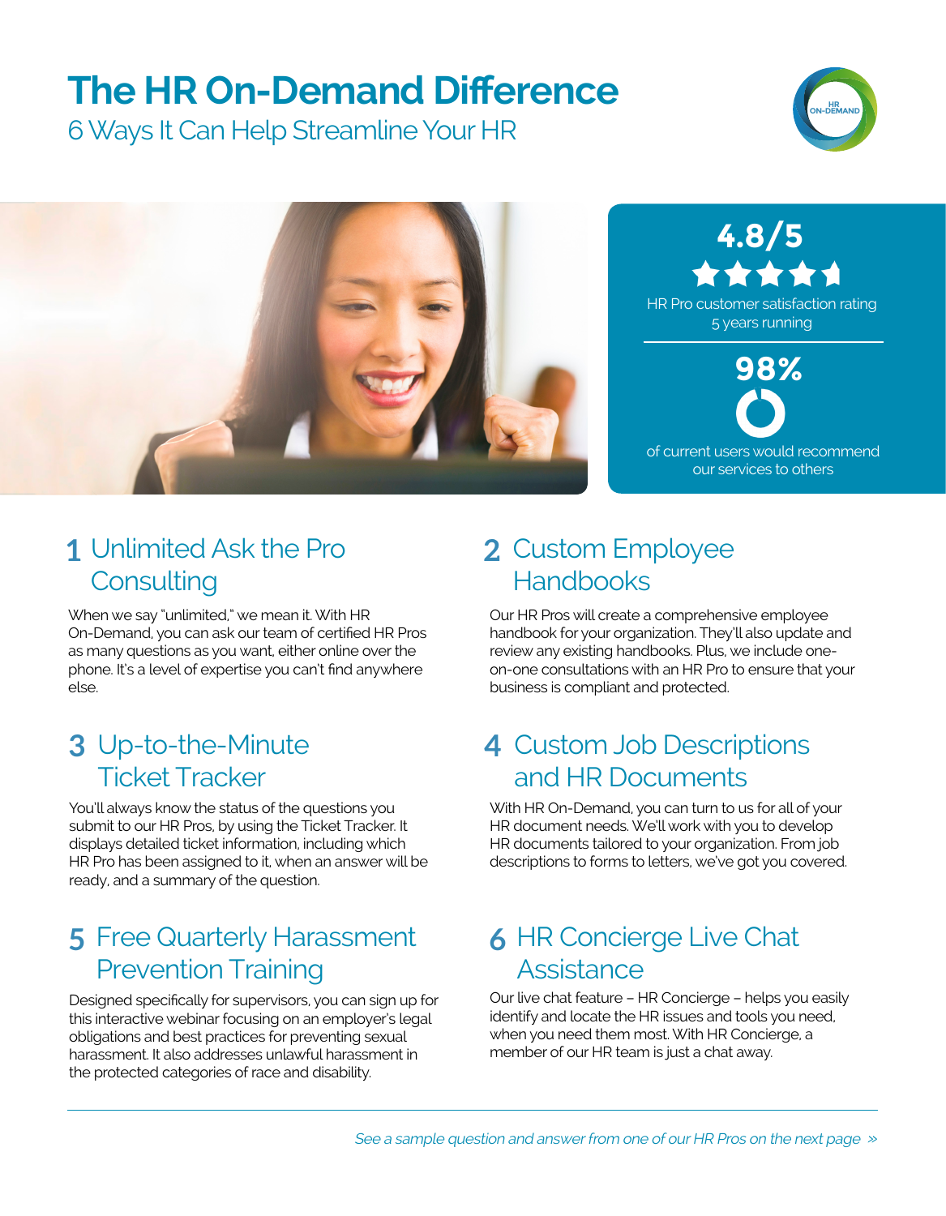# The HR On-Demand Difference

## 6 Ways It Can Help Streamline Your HR

**4.8/5**

HR Pro customer satisfaction rating 5 years running

**98%**

of current users would recommend our services to others

### 1 Unlimited Ask the Pro Consulting

When we say "unlimited," we mean it. With HR On-Demand, you can ask our team of certified HR Pros as many questions as you want, either online over the phone. It's a level of expertise you can't find anywhere else.

### 2 Custom Employee Handbooks

Our HR Pros will create a comprehensive employee handbook for your organization. They'll also update and review any existing handbooks. Plus, we include one-on-one consultations with an HR Pro to ensure that your business is compliant and protected.

### 3 Up-to-the-Minute Ticket Tracker

You'll always know the status of the questions you submit to our HR Pros, by using the Ticket Tracker. It displays detailed ticket information, including which HR Pro has been assigned to it, when an answer will be ready, and a summary of the question.

### 4 Custom Job Descriptions and HR Documents

With HR On-Demand, you can turn to us for all of your HR document needs. We'll work with you to develop HR documents tailored to your organization. From job descriptions to forms to letters, we've got you covered.

### 5 Free Quarterly Harassment Prevention Training

Designed specifically for supervisors, you can sign up for this interactive webinar focusing on an employer's legal obligations and best practices for preventing sexual harassment. It also addresses unlawful harassment in the protected categories of race and disability.

### 6 HR Concierge Live Chat Assistance

Our live chat feature – HR Concierge – helps you easily identify and locate the HR issues and tools you need, when you need them most. With HR Concierge, a member of our HR team is just a chat away.

---

*See a sample question and answer from one of our HR Pros on the next page »*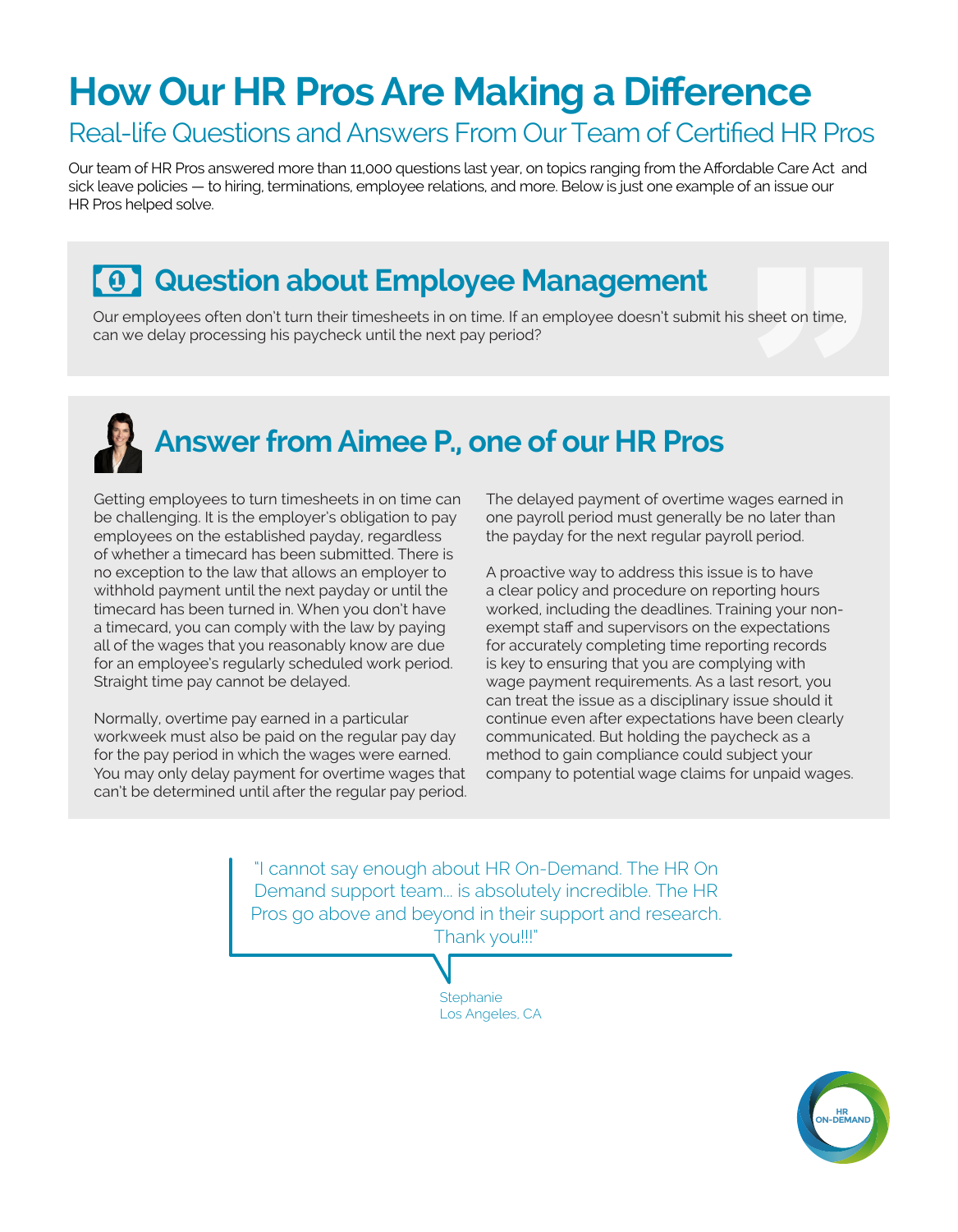# How Our HR Pros Are Making a Difference

## Real-life Questions and Answers From Our Team of Certified HR Pros

Our team of HR Pros answered more than 11,000 questions last year, on topics ranging from the Affordable Care Act and sick leave policies — to hiring, terminations, employee relations, and more. Below is just one example of an issue our HR Pros helped solve.

## Question about Employee Management

Our employees often don't turn their timesheets in on time. If an employee doesn't submit his sheet on time, can we delay processing his paycheck until the next pay period?

## Answer from Aimee P., one of our HR Pros

Getting employees to turn timesheets in on time can be challenging. It is the employer's obligation to pay employees on the established payday, regardless of whether a timecard has been submitted. There is no exception to the law that allows an employer to withhold payment until the next payday or until the timecard has been turned in. When you don't have a timecard, you can comply with the law by paying all of the wages that you reasonably know are due for an employee's regularly scheduled work period. Straight time pay cannot be delayed.

Normally, overtime pay earned in a particular workweek must also be paid on the regular pay day for the pay period in which the wages were earned. You may only delay payment for overtime wages that can't be determined until after the regular pay period. The delayed payment of overtime wages earned in one payroll period must generally be no later than the payday for the next regular payroll period.

A proactive way to address this issue is to have a clear policy and procedure on reporting hours worked, including the deadlines. Training your non-exempt staff and supervisors on the expectations for accurately completing time reporting records is key to ensuring that you are complying with wage payment requirements. As a last resort, you can treat the issue as a disciplinary issue should it continue even after expectations have been clearly communicated. But holding the paycheck as a method to gain compliance could subject your company to potential wage claims for unpaid wages.

> "I cannot say enough about HR On-Demand. The HR On Demand support team... is absolutely incredible. The HR Pros go above and beyond in their support and research. Thank you!!!"

Stephanie
Los Angeles, CA

HR ON-DEMAND